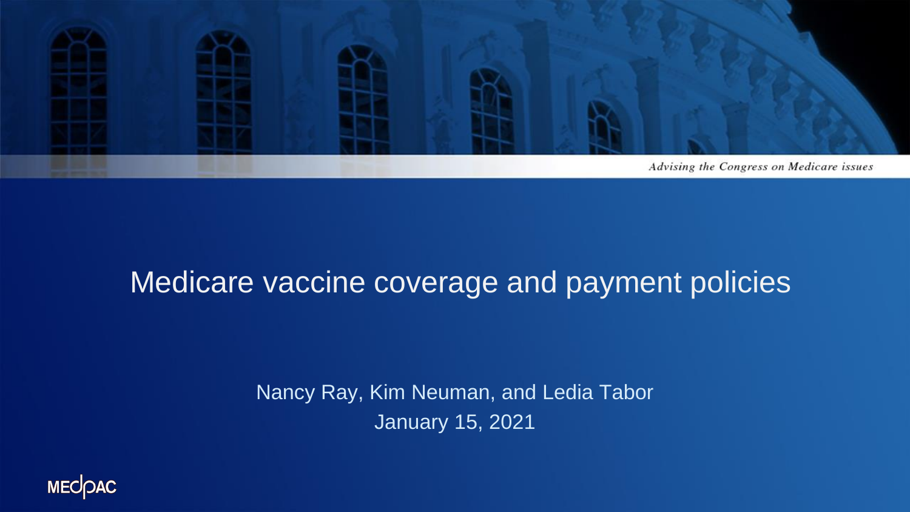*Advising the Congress on Medicare issues*

# Medicare vaccine coverage and payment policies

Nancy Ray, Kim Neuman, and Ledia Tabor

January 15, 2021

MEDPAC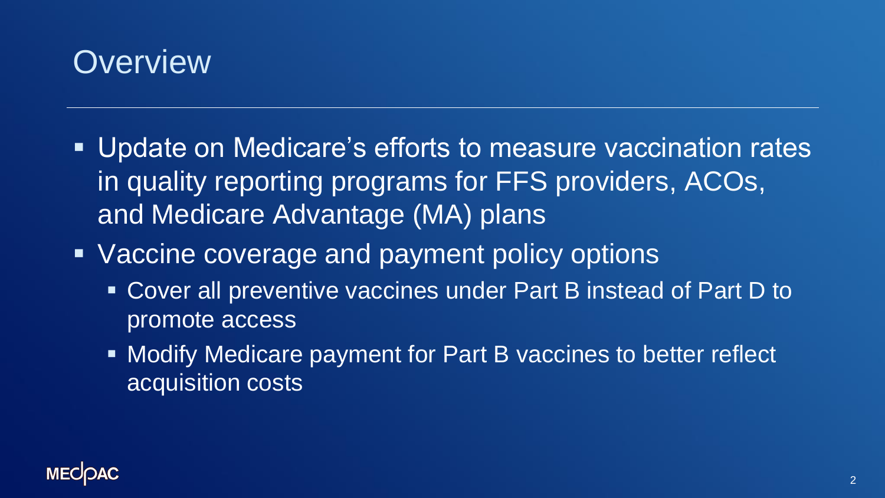# Overview

- Update on Medicare's efforts to measure vaccination rates in quality reporting programs for FFS providers, ACOs, and Medicare Advantage (MA) plans
- Vaccine coverage and payment policy options
  - Cover all preventive vaccines under Part B instead of Part D to promote access
  - Modify Medicare payment for Part B vaccines to better reflect acquisition costs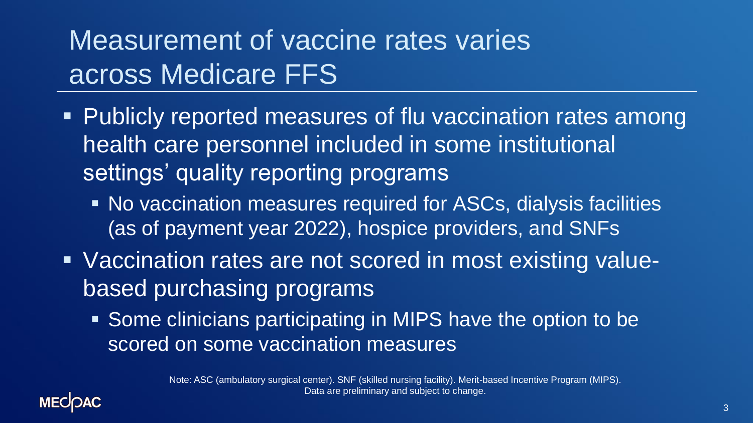# Measurement of vaccine rates varies across Medicare FFS

- Publicly reported measures of flu vaccination rates among health care personnel included in some institutional settings' quality reporting programs
  - No vaccination measures required for ASCs, dialysis facilities (as of payment year 2022), hospice providers, and SNFs
- Vaccination rates are not scored in most existing value-based purchasing programs
  - Some clinicians participating in MIPS have the option to be scored on some vaccination measures

Note: ASC (ambulatory surgical center). SNF (skilled nursing facility). Merit-based Incentive Program (MIPS). Data are preliminary and subject to change.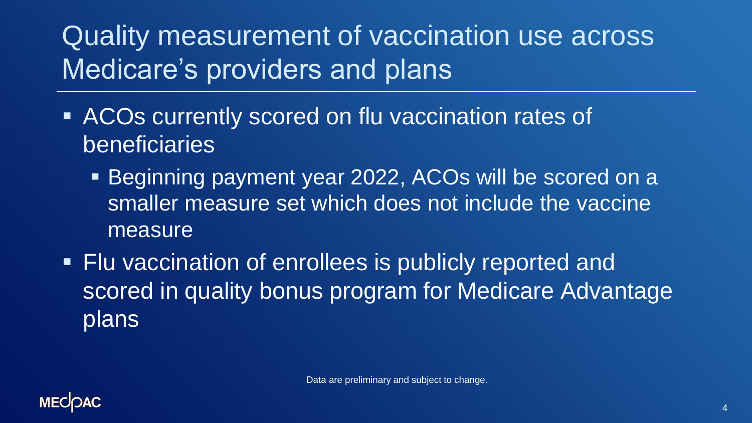# Quality measurement of vaccination use across Medicare's providers and plans

- ACOs currently scored on flu vaccination rates of beneficiaries
  - Beginning payment year 2022, ACOs will be scored on a smaller measure set which does not include the vaccine measure
- Flu vaccination of enrollees is publicly reported and scored in quality bonus program for Medicare Advantage plans

Data are preliminary and subject to change.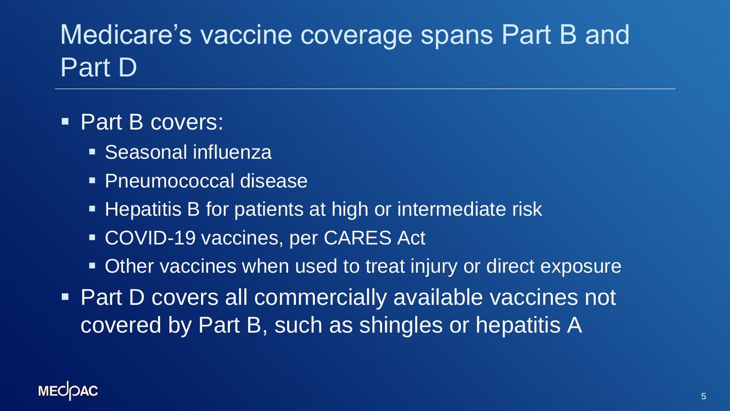# Medicare's vaccine coverage spans Part B and Part D

- Part B covers:
  - Seasonal influenza
  - Pneumococcal disease
  - Hepatitis B for patients at high or intermediate risk
  - COVID-19 vaccines, per CARES Act
  - Other vaccines when used to treat injury or direct exposure
- Part D covers all commercially available vaccines not covered by Part B, such as shingles or hepatitis A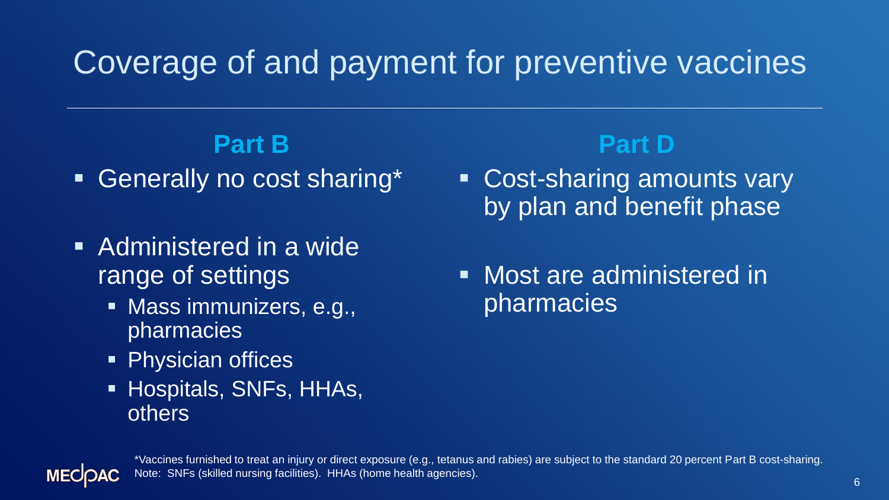# Coverage of and payment for preventive vaccines

## Part B

- Generally no cost sharing*
- Administered in a wide range of settings
  - Mass immunizers, e.g., pharmacies
  - Physician offices
  - Hospitals, SNFs, HHAs, others

## Part D

- Cost-sharing amounts vary by plan and benefit phase
- Most are administered in pharmacies

*Vaccines furnished to treat an injury or direct exposure (e.g., tetanus and rabies) are subject to the standard 20 percent Part B cost-sharing.
Note: SNFs (skilled nursing facilities). HHAs (home health agencies).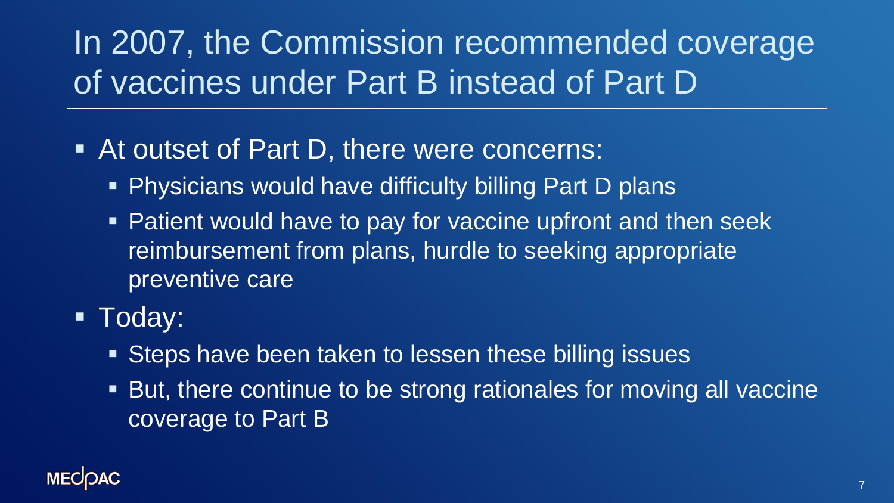# In 2007, the Commission recommended coverage of vaccines under Part B instead of Part D

- At outset of Part D, there were concerns:
  - Physicians would have difficulty billing Part D plans
  - Patient would have to pay for vaccine upfront and then seek reimbursement from plans, hurdle to seeking appropriate preventive care
- Today:
  - Steps have been taken to lessen these billing issues
  - But, there continue to be strong rationales for moving all vaccine coverage to Part B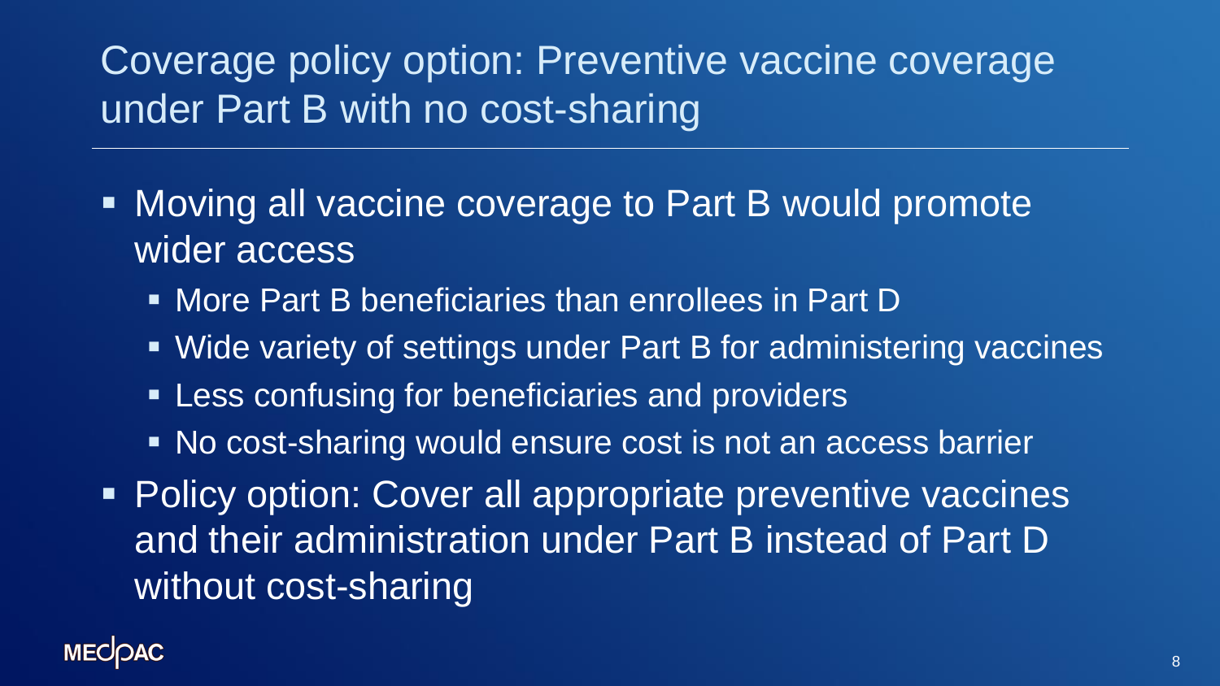# Coverage policy option: Preventive vaccine coverage under Part B with no cost-sharing

- Moving all vaccine coverage to Part B would promote wider access
  - More Part B beneficiaries than enrollees in Part D
  - Wide variety of settings under Part B for administering vaccines
  - Less confusing for beneficiaries and providers
  - No cost-sharing would ensure cost is not an access barrier
- Policy option: Cover all appropriate preventive vaccines and their administration under Part B instead of Part D without cost-sharing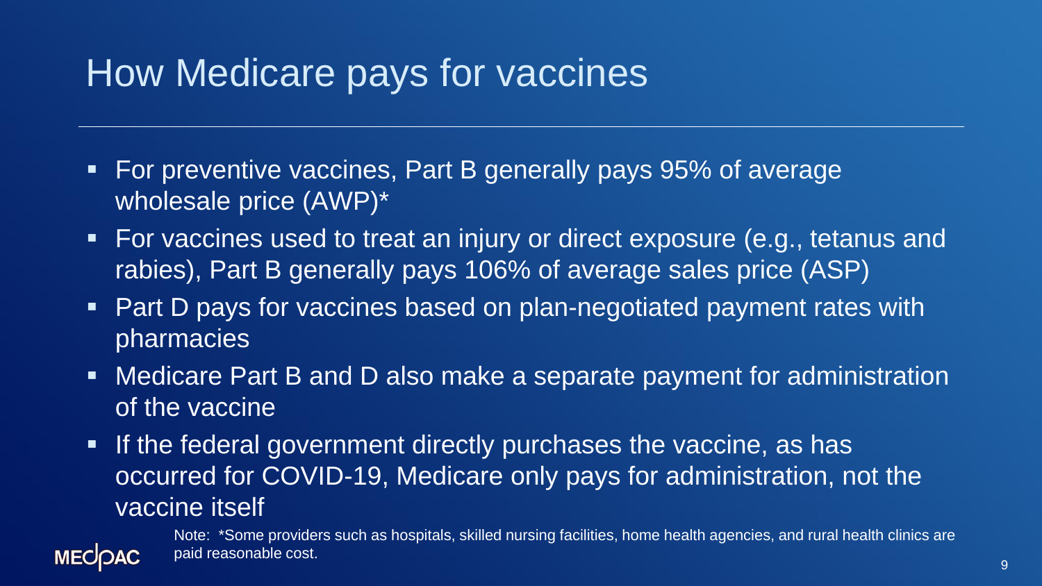# How Medicare pays for vaccines

- For preventive vaccines, Part B generally pays 95% of average wholesale price (AWP)*
- For vaccines used to treat an injury or direct exposure (e.g., tetanus and rabies), Part B generally pays 106% of average sales price (ASP)
- Part D pays for vaccines based on plan-negotiated payment rates with pharmacies
- Medicare Part B and D also make a separate payment for administration of the vaccine
- If the federal government directly purchases the vaccine, as has occurred for COVID-19, Medicare only pays for administration, not the vaccine itself

Note: *Some providers such as hospitals, skilled nursing facilities, home health agencies, and rural health clinics are paid reasonable cost.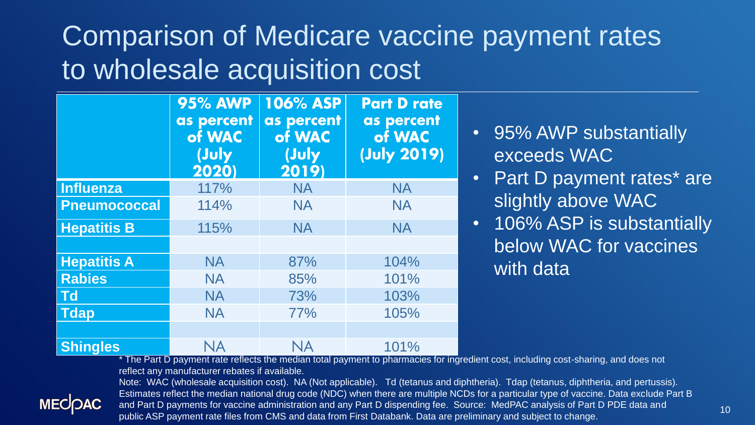# Comparison of Medicare vaccine payment rates to wholesale acquisition cost

| | 95% AWP as percent of WAC (July 2020) | 106% ASP as percent of WAC (July 2019) | Part D rate as percent of WAC (July 2019) |
|---|---|---|---|
| **Influenza** | 117% | NA | NA |
| **Pneumococcal** | 114% | NA | NA |
| **Hepatitis B** | 115% | NA | NA |
| | | | |
| **Hepatitis A** | NA | 87% | 104% |
| **Rabies** | NA | 85% | 101% |
| **Td** | NA | 73% | 103% |
| **Tdap** | NA | 77% | 105% |
| | | | |
| **Shingles** | NA | NA | 101% |

- 95% AWP substantially exceeds WAC
- Part D payment rates* are slightly above WAC
- 106% ASP is substantially below WAC for vaccines with data

* The Part D payment rate reflects the median total payment to pharmacies for ingredient cost, including cost-sharing, and does not reflect any manufacturer rebates if available.

Note: WAC (wholesale acquisition cost). NA (Not applicable). Td (tetanus and diphtheria). Tdap (tetanus, diphtheria, and pertussis). Estimates reflect the median national drug code (NDC) when there are multiple NCDs for a particular type of vaccine. Data exclude Part B and Part D payments for vaccine administration and any Part D dispending fee. Source: MedPAC analysis of Part D PDE data and public ASP payment rate files from CMS and data from First Databank. Data are preliminary and subject to change.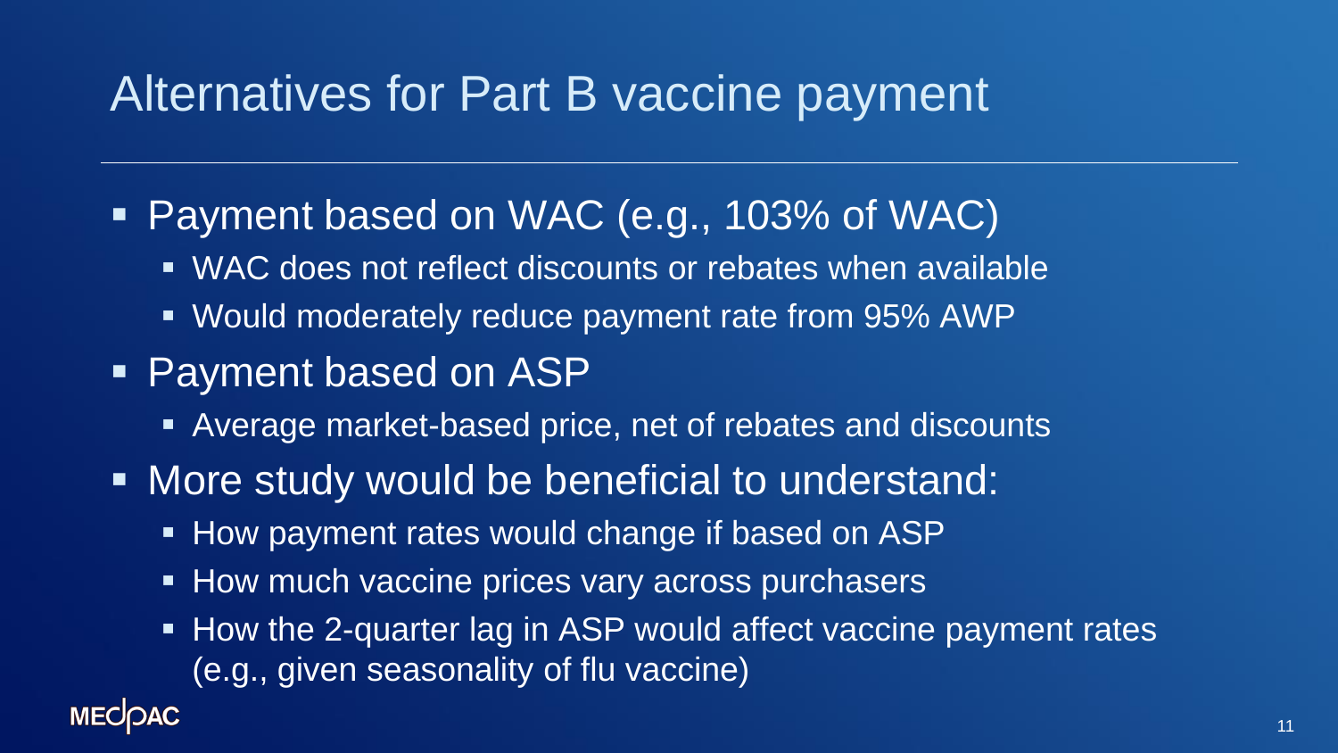# Alternatives for Part B vaccine payment

- Payment based on WAC (e.g., 103% of WAC)
  - WAC does not reflect discounts or rebates when available
  - Would moderately reduce payment rate from 95% AWP
- Payment based on ASP
  - Average market-based price, net of rebates and discounts
- More study would be beneficial to understand:
  - How payment rates would change if based on ASP
  - How much vaccine prices vary across purchasers
  - How the 2-quarter lag in ASP would affect vaccine payment rates (e.g., given seasonality of flu vaccine)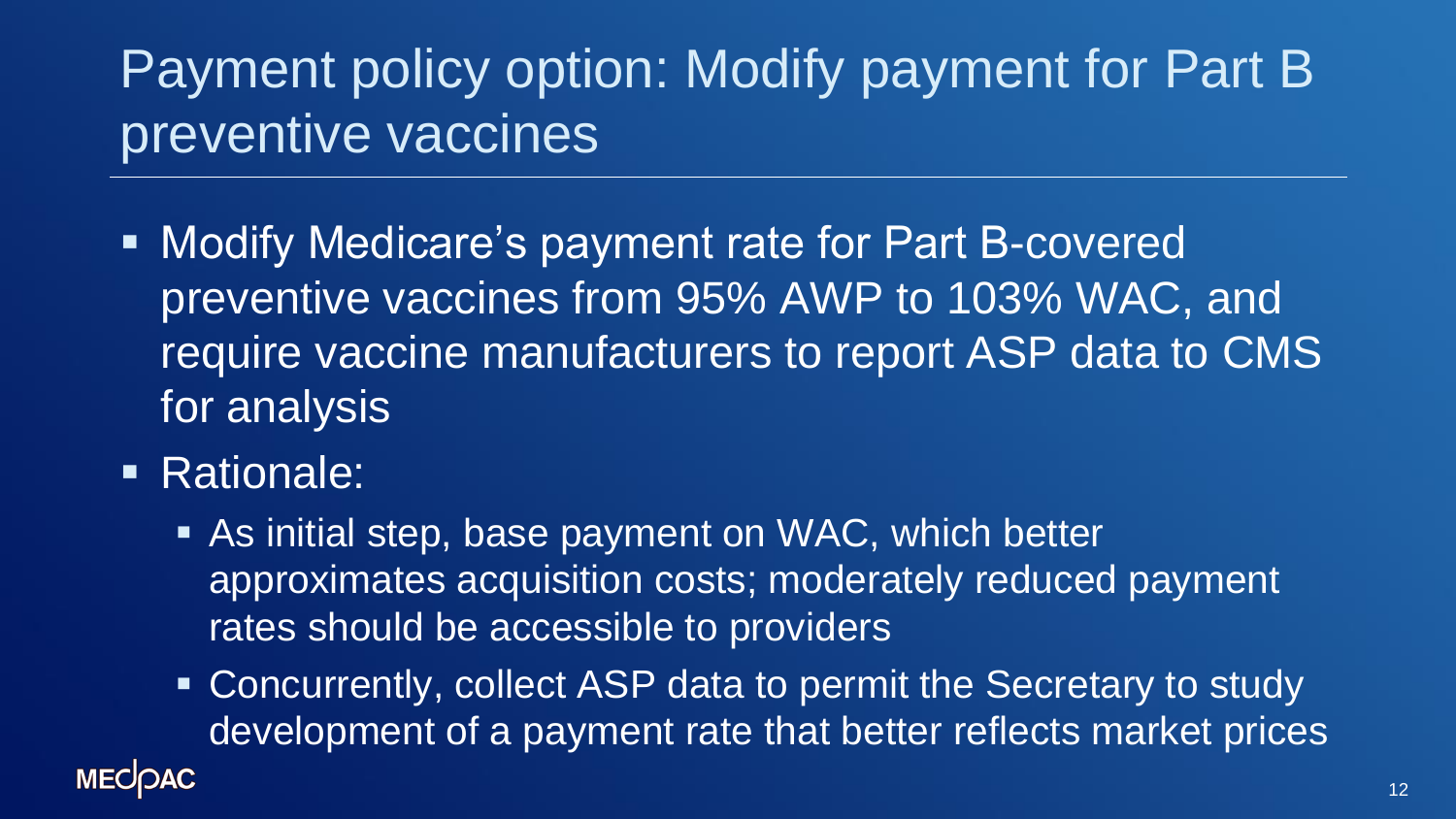# Payment policy option: Modify payment for Part B preventive vaccines

- Modify Medicare's payment rate for Part B-covered preventive vaccines from 95% AWP to 103% WAC, and require vaccine manufacturers to report ASP data to CMS for analysis
- Rationale:
  - As initial step, base payment on WAC, which better approximates acquisition costs; moderately reduced payment rates should be accessible to providers
  - Concurrently, collect ASP data to permit the Secretary to study development of a payment rate that better reflects market prices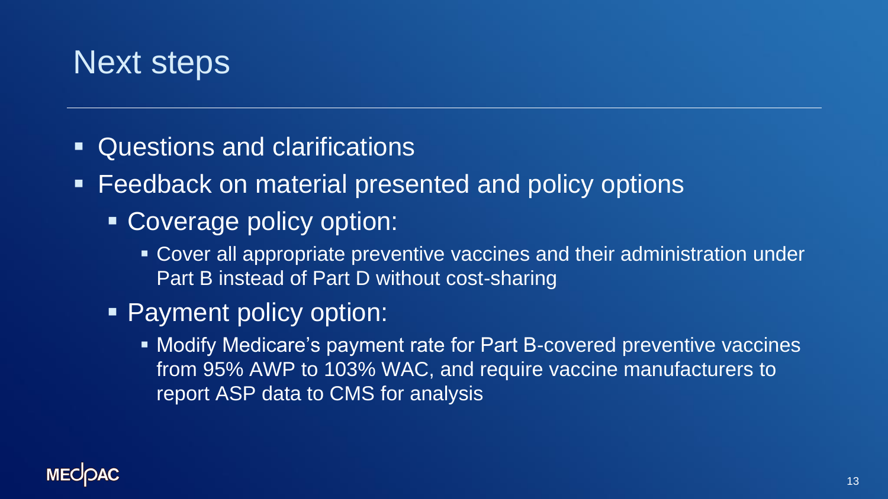# Next steps

- Questions and clarifications
- Feedback on material presented and policy options
  - Coverage policy option:
    - Cover all appropriate preventive vaccines and their administration under Part B instead of Part D without cost-sharing
  - Payment policy option:
    - Modify Medicare's payment rate for Part B-covered preventive vaccines from 95% AWP to 103% WAC, and require vaccine manufacturers to report ASP data to CMS for analysis